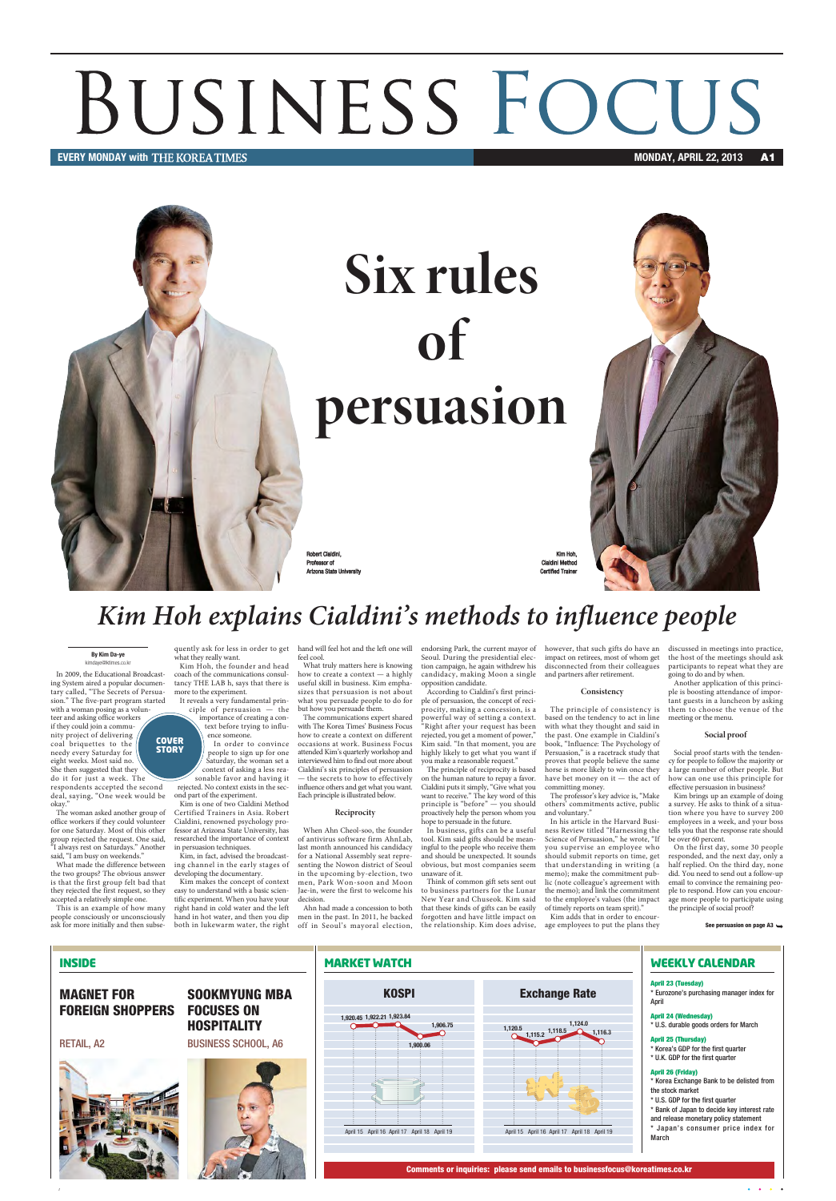# Business Focus

**EVERY MONDAY with THE KOREA TIMES** | **MONDAY, APRIL 22, 2013**

# Six rules of persuasion

Robert Cialdini, Professor of Arizona State University

Kim Hoh, Cialdini Method Certified Trainer

## *Kim Hoh explains Cialdini's methods to influence people*

**By Kim Da-ye**
kimdaye@ktimes.co.kr

**COVER STORY**

In 2009, the Educational Broadcasting System aired a popular documentary called, "The Secrets of Persuasion." The five-part program started with a woman posing as a volunteer and asking office workers if they could join a community project of delivering coal briquettes to the needy every Saturday for eight weeks. Most said no. She then suggested that they do it for just a week. The respondents accepted the second deal, saying, "One week would be okay."

The woman asked another group of office workers if they could volunteer for one Saturday. Most of this other group rejected the request. One said, "I always rest on Saturdays." Another said, "I am busy on weekends."

What made the difference between the two groups? The obvious answer is that the first group felt bad that they rejected the first request, so they accepted a relatively simple one.

This is an example of how many people consciously or unconsciously ask for more initially and then subsequently ask for less in order to get what they really want.

Kim Hoh, the founder and head coach of the communications consultancy THE LAB h, says that there is more to the experiment.

It reveals a very fundamental principle of persuasion — the importance of creating a context before trying to influence someone.

In order to convince people to sign up for one Saturday, the woman set a context of asking a less reasonable favor and having it rejected. No context exists in the second part of the experiment.

Kim is one of two Cialdini Method Certified Trainers in Asia. Robert Cialdini, renowned psychology professor at Arizona State University, has researched the importance of context in persuasion techniques.

Kim, in fact, advised the broadcasting channel in the early stages of developing the documentary.

Kim makes the concept of context easy to understand with a basic scientific experiment. When you have your right hand in cold water and the left hand in hot water, and then you dip both in lukewarm water, the right hand will feel hot and the left one will feel cool.

What truly matters here is knowing how to create a context — a highly useful skill in business. Kim emphasizes that persuasion is not about what you persuade people to do for but how you persuade them.

The communications expert shared with The Korea Times' Business Focus how to create a context on different occasions at work. Business Focus attended Kim's quarterly workshop and interviewed him to find out more about Cialdini's six principles of persuasion — the secrets to how to effectively influence others and get what you want. Each principle is illustrated below.

### Reciprocity

When Ahn Cheol-soo, the founder of antivirus software firm AhnLab, last month announced his candidacy for a National Assembly seat representing the Nowon district of Seoul in the upcoming by-election, two men, Park Won-soon and Moon Jae-in, were the first to welcome his decision.

Ahn had made a concession to both men in the past. In 2011, he backed off in Seoul's mayoral election, endorsing Park, the current mayor of Seoul. During the presidential election campaign, he again withdrew his candidacy, making Moon a single opposition candidate.

According to Cialdini's first principle of persuasion, the concept of reciprocity, making a concession, is a powerful way of setting a context. "Right after your request has been rejected, you get a moment of power," Kim said. "In that moment, you are highly likely to get what you want if you make a reasonable request."

The principle of reciprocity is based on the human nature to repay a favor. Cialdini puts it simply, "Give what you want to receive." The key word of this principle is "before" — you should proactively help the person whom you hope to persuade in the future.

In business, gifts can be a useful tool. Kim said gifts should be meaningful to the people who receive them and should be unexpected. It sounds obvious, but most companies seem unaware of it.

Think of common gift sets sent out to business partners for the Lunar New Year and Chuseok. Kim said that these kinds of gifts can be easily forgotten and have little impact on the relationship. Kim does advise, however, that such gifts do have an impact on retirees, most of whom get disconnected from their colleagues and partners after retirement.

### Consistency

The principle of consistency is based on the tendency to act in line with what they thought and said in the past. One example in Cialdini's book, "Influence: The Psychology of Persuasion," is a racetrack study that proves that people believe the same horse is more likely to win once they have bet money on it — the act of committing money.

The professor's key advice is, "Make others' commitments active, public and voluntary."

In his article in the Harvard Business Review titled "Harnessing the Science of Persuasion," he wrote, "If you supervise an employee who should submit reports on time, get that understanding in writing (a memo); make the commitment public (note colleague's agreement with the memo); and link the commitment to the employee's values (the impact of timely reports on team spirit)."

Kim adds that in order to encourage employees to put the plans they discussed in meetings into practice, the host of the meetings should ask participants to repeat what they are going to do and by when.

Another application of this principle is boosting attendance of important guests in a luncheon by asking them to choose the venue of the meeting or the menu.

### Social proof

Social proof starts with the tendency for people to follow the majority or a large number of other people. But how can one use this principle for effective persuasion in business?

Kim brings up an example of doing a survey. He asks to think of a situation where you have to survey 200 employees in a week, and your boss tells you that the response rate should be over 60 percent.

On the first day, some 30 people responded, and the next day, only a half replied. On the third day, none did. You need to send out a follow-up email to convince the remaining people to respond. How can you encourage more people to participate using the principle of social proof?

**See persuasion on page A3**

---

## INSIDE

**MAGNET FOR FOREIGN SHOPPERS** — RETAIL, A2

**SOOKMYUNG MBA FOCUSES ON HOSPITALITY** — BUSINESS SCHOOL, A6

## MARKET WATCH

**KOSPI**

| April 15 | April 16 | April 17 | April 18 | April 19 |
|---|---|---|---|---|
| 1,920.45 | 1,922.21 | 1,923.84 | 1,900.06 | 1,906.75 |

**Exchange Rate**

| April 15 | April 16 | April 17 | April 18 | April 19 |
|---|---|---|---|---|
| 1,120.5 | 1,115.2 | 1,118.5 | 1,124.0 | 1,116.3 |

## WEEKLY CALENDAR

**April 23 (Tuesday)**
* Eurozone's purchasing manager index for April

**April 24 (Wednesday)**
* U.S. durable goods orders for March

**April 25 (Thursday)**
* Korea's GDP for the first quarter
* U.K. GDP for the first quarter

**April 26 (Friday)**
* Korea Exchange Bank to be delisted from the stock market
* U.S. GDP for the first quarter
* Bank of Japan to decide key interest rate and release monetary policy statement
* Japan's consumer price index for March

**Comments or inquiries: please send emails to businessfocus@koreatimes.co.kr**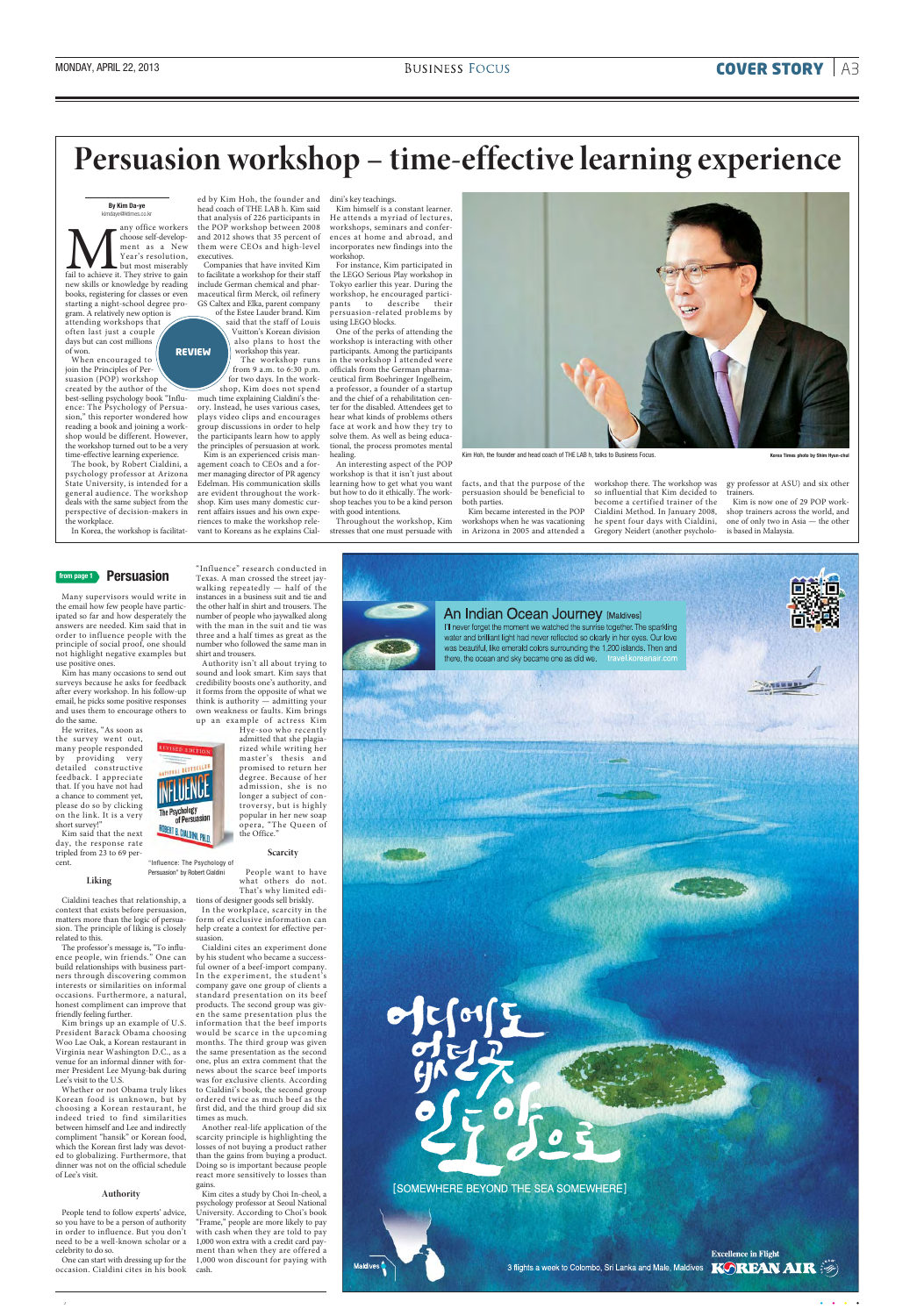# Persuasion workshop – time-effective learning experience

By Kim Da-ye
kimdaye@ktimes.co.kr

REVIEW

Many office workers choose self-development as a New Year's resolution, but most miserably fail to achieve it. They strive to gain new skills or knowledge by reading books, registering for classes or even starting a night-school degree program. A relatively new option is attending workshops that often last just a couple days but can cost millions of won.

When encouraged to join the Principles of Persuasion (POP) workshop created by the author of the best-selling psychology book "Influence: The Psychology of Persuasion," this reporter wondered how reading a book and joining a workshop would be different. However, the workshop turned out to be a very time-effective learning experience.

The book, by Robert Cialdini, a psychology professor at Arizona State University, is intended for a general audience. The workshop deals with the same subject from the perspective of decision-makers in the workplace.

In Korea, the workshop is facilitated by Kim Hoh, the founder and head coach of THE LAB h. Kim said that analysis of 226 participants in the POP workshop between 2008 and 2012 shows that 35 percent of them were CEOs and high-level executives.

Companies that have invited Kim to facilitate a workshop for their staff include German chemical and pharmaceutical firm Merck, oil refinery GS Caltex and Elka, parent company of the Estee Lauder brand. Kim said that the staff of Louis Vuitton's Korean division also plans to host the workshop this year.

The workshop runs from 9 a.m. to 6:30 p.m. for two days. In the workshop, Kim does not spend much time explaining Cialdini's theory. Instead, he uses various cases, plays video clips and encourages group discussions in order to help the participants learn how to apply the principles of persuasion at work.

Kim is an experienced crisis management coach to CEOs and a former managing director of PR agency Edelman. His communication skills are evident throughout the workshop. Kim uses many domestic current affairs issues and his own experiences to make the workshop relevant to Koreans as he explains Cialdini's key teachings.

Kim himself is a constant learner. He attends a myriad of lectures, workshops, seminars and conferences at home and abroad, and incorporates new findings into the workshop.

For instance, Kim participated in the LEGO Serious Play workshop in Tokyo earlier this year. During the workshop, he encouraged participants to describe their persuasion-related problems by using LEGO blocks.

One of the perks of attending the workshop is interacting with other participants. Among the participants in the workshop I attended were officials from the German pharmaceutical firm Boehringer Ingelheim, a professor, a founder of a startup and the chief of a rehabilitation center for the disabled. Attendees get to hear what kinds of problems others face at work and how they try to solve them. As well as being educational, the process promotes mental healing.

An interesting aspect of the POP workshop is that it isn't just about learning how to get what you want but how to do it ethically. The workshop teaches you to be a kind person with good intentions.

Throughout the workshop, Kim stresses that one must persuade with facts, and that the purpose of the persuasion should be beneficial to both parties.

Kim became interested in the POP workshops when he was vacationing in Arizona in 2005 and attended a workshop there. The workshop was so influential that Kim decided to become a certified trainer of the Cialdini Method. In January 2008, he spent four days with Cialdini, Gregory Neidert (another psychology professor at ASU) and six other trainers.

Kim is now one of 29 POP workshop trainers across the world, and one of only two in Asia — the other is based in Malaysia.

Kim Hoh, the founder and head coach of THE LAB h, talks to Business Focus.

Korea Times photo by Shim Hyun-chul

## Persuasion

from page 1

Many supervisors would write in the email how few people have participated so far and how desperately the answers are needed. Kim said that in order to influence people with the principle of social proof, one should not highlight negative examples but use positive ones.

Kim has many occasions to send out surveys because he asks for feedback after every workshop. In his follow-up email, he picks some positive responses and uses them to encourage others to do the same.

He writes, "As soon as the survey went out, many people responded by providing very detailed constructive feedback. I appreciate that. If you have not had a chance to comment yet, please do so by clicking on the link. It is a very short survey!"

Kim said that the next day, the response rate tripled from 23 to 69 percent.

"Influence: The Psychology of Persuasion" by Robert Cialdini

### Liking

Cialdini teaches that relationship, a context that exists before persuasion, matters more than the logic of persuasion. The principle of liking is closely related to this.

The professor's message is, "To influence people, win friends." One can build relationships with business partners through discovering common interests or similarities on informal occasions. Furthermore, a natural, honest compliment can improve that friendly feeling further.

Kim brings up an example of U.S. President Barack Obama choosing Woo Lae Oak, a Korean restaurant in Virginia near Washington D.C., as a venue for an informal dinner with former President Lee Myung-bak during Lee's visit to the U.S.

Whether or not Obama truly likes Korean food is unknown, but by choosing a Korean restaurant, he indeed tried to find similarities between himself and Lee and indirectly compliment "hansik" or Korean food, which the Korean first lady was devoted to globalizing. Furthermore, that dinner was not on the official schedule of Lee's visit.

### Authority

People tend to follow experts' advice, so you have to be a person of authority in order to influence. But you don't need to be a well-known scholar or a celebrity to do so.

One can start with dressing up for the occasion. Cialdini cites in his book "Influence" research conducted in Texas. A man crossed the street jaywalking repeatedly — half of the instances in a business suit and tie and the other half in shirt and trousers. The number of people who jaywalked along with the man in the suit and tie was three and a half times as great as the number who followed the same man in shirt and trousers.

Authority isn't all about trying to sound and look smart. Kim says that credibility boosts one's authority, and it forms from the opposite of what we think is authority — admitting your own weakness or faults. Kim brings up an example of actress Kim Hye-soo who recently admitted that she plagiarized while writing her master's thesis and promised to return her degree. Because of her admission, she is no longer a subject of controversy, but is highly popular in her new soap opera, "The Queen of the Office."

### Scarcity

People want to have what others do not. That's why limited editions of designer goods sell briskly.

In the workplace, scarcity in the form of exclusive information can help create a context for effective persuasion.

Cialdini cites an experiment done by his student who became a successful owner of a beef-import company. In the experiment, the student's company gave one group of clients a standard presentation on its beef products. The second group was given the same presentation plus the information that the beef imports would be scarce in the upcoming months. The third group was given the same presentation as the second one, plus an extra comment that the news about the scarce beef imports was for exclusive clients. According to Cialdini's book, the second group ordered twice as much beef as the first did, and the third group did six times as much.

Another real-life application of the scarcity principle is highlighting the losses of not buying a product rather than the gains from buying a product. Doing so is important because people react more sensitively to losses than gains.

Kim cites a study by Choi In-cheol, a psychology professor at Seoul National University. According to Choi's book "Frame," people are more likely to pay with cash when they are told to pay 1,000 won extra with a credit card payment than when they are offered a 1,000 won discount for paying with cash.

An Indian Ocean Journey [Maldives]

I'll never forget the moment we watched the sunrise together. The sparkling water and brilliant light had never reflected so clearly in her eyes. Our love was beautiful, like emerald colors surrounding the 1,200 islands. Then and there, the ocean and sky became one as did we. travel.koreanair.com

어디에도 없던 곳 인도양으로

[SOMEWHERE BEYOND THE SEA SOMEWHERE]

Maldives

3 flights a week to Colombo, Sri Lanka and Male, Maldives

Excellence in Flight
KOREAN AIR